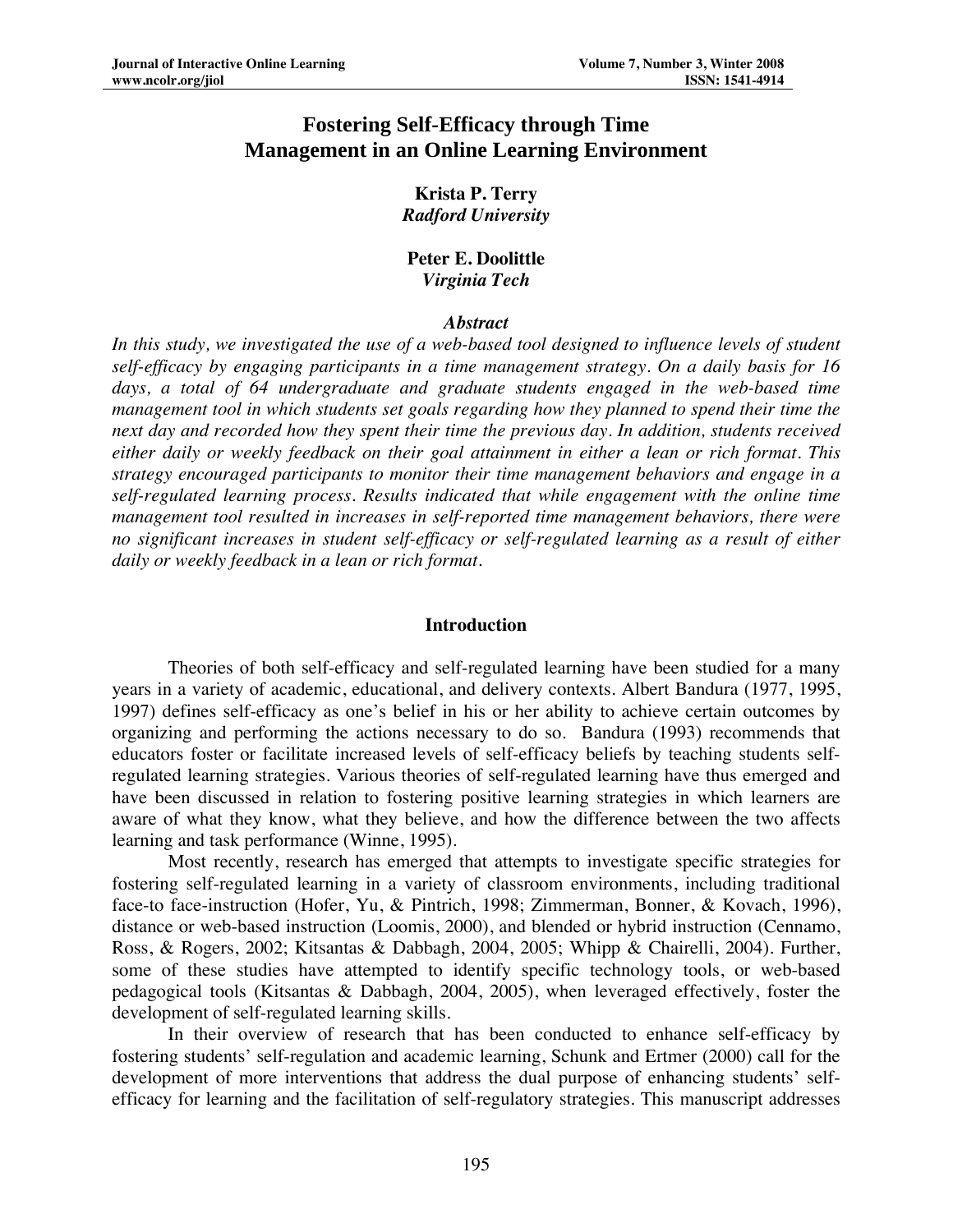# Fostering Self-Efficacy through Time Management in an Online Learning Environment

**Krista P. Terry**
***Radford University***

**Peter E. Doolittle**
***Virginia Tech***

### *Abstract*

*In this study, we investigated the use of a web-based tool designed to influence levels of student self-efficacy by engaging participants in a time management strategy. On a daily basis for 16 days, a total of 64 undergraduate and graduate students engaged in the web-based time management tool in which students set goals regarding how they planned to spend their time the next day and recorded how they spent their time the previous day. In addition, students received either daily or weekly feedback on their goal attainment in either a lean or rich format. This strategy encouraged participants to monitor their time management behaviors and engage in a self-regulated learning process. Results indicated that while engagement with the online time management tool resulted in increases in self-reported time management behaviors, there were no significant increases in student self-efficacy or self-regulated learning as a result of either daily or weekly feedback in a lean or rich format.*

## Introduction

Theories of both self-efficacy and self-regulated learning have been studied for a many years in a variety of academic, educational, and delivery contexts. Albert Bandura (1977, 1995, 1997) defines self-efficacy as one's belief in his or her ability to achieve certain outcomes by organizing and performing the actions necessary to do so. Bandura (1993) recommends that educators foster or facilitate increased levels of self-efficacy beliefs by teaching students self-regulated learning strategies. Various theories of self-regulated learning have thus emerged and have been discussed in relation to fostering positive learning strategies in which learners are aware of what they know, what they believe, and how the difference between the two affects learning and task performance (Winne, 1995).

Most recently, research has emerged that attempts to investigate specific strategies for fostering self-regulated learning in a variety of classroom environments, including traditional face-to face-instruction (Hofer, Yu, & Pintrich, 1998; Zimmerman, Bonner, & Kovach, 1996), distance or web-based instruction (Loomis, 2000), and blended or hybrid instruction (Cennamo, Ross, & Rogers, 2002; Kitsantas & Dabbagh, 2004, 2005; Whipp & Chairelli, 2004). Further, some of these studies have attempted to identify specific technology tools, or web-based pedagogical tools (Kitsantas & Dabbagh, 2004, 2005), when leveraged effectively, foster the development of self-regulated learning skills.

In their overview of research that has been conducted to enhance self-efficacy by fostering students' self-regulation and academic learning, Schunk and Ertmer (2000) call for the development of more interventions that address the dual purpose of enhancing students' self-efficacy for learning and the facilitation of self-regulatory strategies. This manuscript addresses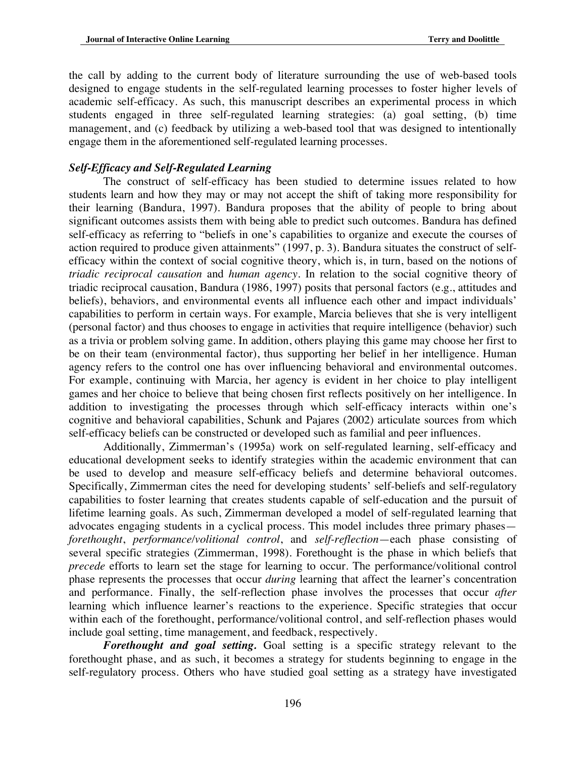the call by adding to the current body of literature surrounding the use of web-based tools designed to engage students in the self-regulated learning processes to foster higher levels of academic self-efficacy. As such, this manuscript describes an experimental process in which students engaged in three self-regulated learning strategies: (a) goal setting, (b) time management, and (c) feedback by utilizing a web-based tool that was designed to intentionally engage them in the aforementioned self-regulated learning processes.

### *Self-Efficacy and Self-Regulated Learning*

The construct of self-efficacy has been studied to determine issues related to how students learn and how they may or may not accept the shift of taking more responsibility for their learning (Bandura, 1997). Bandura proposes that the ability of people to bring about significant outcomes assists them with being able to predict such outcomes. Bandura has defined self-efficacy as referring to "beliefs in one's capabilities to organize and execute the courses of action required to produce given attainments" (1997, p. 3). Bandura situates the construct of self-efficacy within the context of social cognitive theory, which is, in turn, based on the notions of *triadic reciprocal causation* and *human agency*. In relation to the social cognitive theory of triadic reciprocal causation, Bandura (1986, 1997) posits that personal factors (e.g., attitudes and beliefs), behaviors, and environmental events all influence each other and impact individuals' capabilities to perform in certain ways. For example, Marcia believes that she is very intelligent (personal factor) and thus chooses to engage in activities that require intelligence (behavior) such as a trivia or problem solving game. In addition, others playing this game may choose her first to be on their team (environmental factor), thus supporting her belief in her intelligence. Human agency refers to the control one has over influencing behavioral and environmental outcomes. For example, continuing with Marcia, her agency is evident in her choice to play intelligent games and her choice to believe that being chosen first reflects positively on her intelligence. In addition to investigating the processes through which self-efficacy interacts within one's cognitive and behavioral capabilities, Schunk and Pajares (2002) articulate sources from which self-efficacy beliefs can be constructed or developed such as familial and peer influences.

Additionally, Zimmerman's (1995a) work on self-regulated learning, self-efficacy and educational development seeks to identify strategies within the academic environment that can be used to develop and measure self-efficacy beliefs and determine behavioral outcomes. Specifically, Zimmerman cites the need for developing students' self-beliefs and self-regulatory capabilities to foster learning that creates students capable of self-education and the pursuit of lifetime learning goals. As such, Zimmerman developed a model of self-regulated learning that advocates engaging students in a cyclical process. This model includes three primary phases—*forethought*, *performance/volitional control*, and *self-reflection*—each phase consisting of several specific strategies (Zimmerman, 1998). Forethought is the phase in which beliefs that *precede* efforts to learn set the stage for learning to occur. The performance/volitional control phase represents the processes that occur *during* learning that affect the learner's concentration and performance. Finally, the self-reflection phase involves the processes that occur *after* learning which influence learner's reactions to the experience. Specific strategies that occur within each of the forethought, performance/volitional control, and self-reflection phases would include goal setting, time management, and feedback, respectively.

***Forethought and goal setting.*** Goal setting is a specific strategy relevant to the forethought phase, and as such, it becomes a strategy for students beginning to engage in the self-regulatory process. Others who have studied goal setting as a strategy have investigated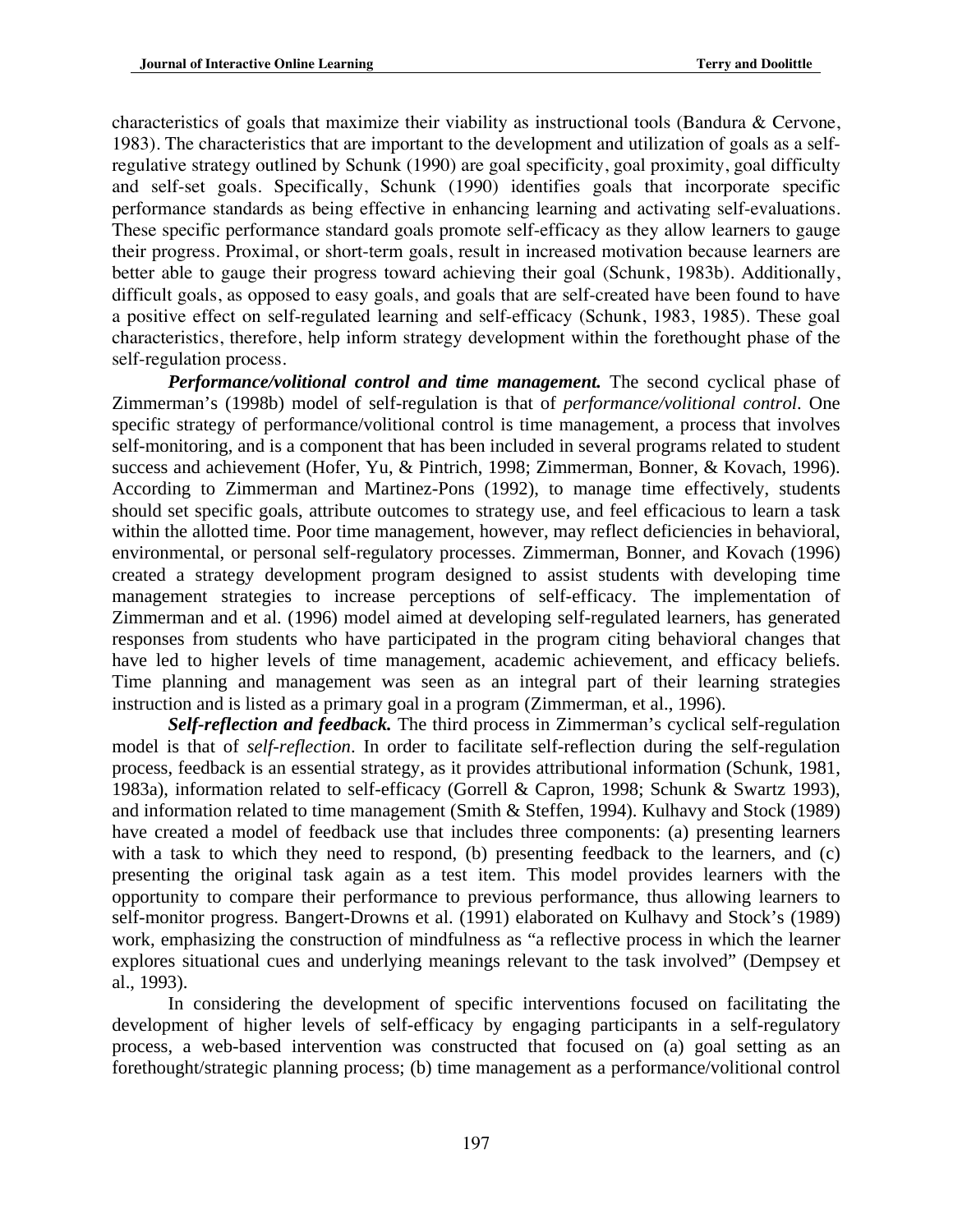characteristics of goals that maximize their viability as instructional tools (Bandura & Cervone, 1983). The characteristics that are important to the development and utilization of goals as a self-regulative strategy outlined by Schunk (1990) are goal specificity, goal proximity, goal difficulty and self-set goals. Specifically, Schunk (1990) identifies goals that incorporate specific performance standards as being effective in enhancing learning and activating self-evaluations. These specific performance standard goals promote self-efficacy as they allow learners to gauge their progress. Proximal, or short-term goals, result in increased motivation because learners are better able to gauge their progress toward achieving their goal (Schunk, 1983b). Additionally, difficult goals, as opposed to easy goals, and goals that are self-created have been found to have a positive effect on self-regulated learning and self-efficacy (Schunk, 1983, 1985). These goal characteristics, therefore, help inform strategy development within the forethought phase of the self-regulation process.

***Performance/volitional control and time management.*** The second cyclical phase of Zimmerman's (1998b) model of self-regulation is that of *performance/volitional control*. One specific strategy of performance/volitional control is time management, a process that involves self-monitoring, and is a component that has been included in several programs related to student success and achievement (Hofer, Yu, & Pintrich, 1998; Zimmerman, Bonner, & Kovach, 1996). According to Zimmerman and Martinez-Pons (1992), to manage time effectively, students should set specific goals, attribute outcomes to strategy use, and feel efficacious to learn a task within the allotted time. Poor time management, however, may reflect deficiencies in behavioral, environmental, or personal self-regulatory processes. Zimmerman, Bonner, and Kovach (1996) created a strategy development program designed to assist students with developing time management strategies to increase perceptions of self-efficacy. The implementation of Zimmerman and et al. (1996) model aimed at developing self-regulated learners, has generated responses from students who have participated in the program citing behavioral changes that have led to higher levels of time management, academic achievement, and efficacy beliefs. Time planning and management was seen as an integral part of their learning strategies instruction and is listed as a primary goal in a program (Zimmerman, et al., 1996).

***Self-reflection and feedback.*** The third process in Zimmerman's cyclical self-regulation model is that of *self-reflection*. In order to facilitate self-reflection during the self-regulation process, feedback is an essential strategy, as it provides attributional information (Schunk, 1981, 1983a), information related to self-efficacy (Gorrell & Capron, 1998; Schunk & Swartz 1993), and information related to time management (Smith & Steffen, 1994). Kulhavy and Stock (1989) have created a model of feedback use that includes three components: (a) presenting learners with a task to which they need to respond, (b) presenting feedback to the learners, and (c) presenting the original task again as a test item. This model provides learners with the opportunity to compare their performance to previous performance, thus allowing learners to self-monitor progress. Bangert-Drowns et al. (1991) elaborated on Kulhavy and Stock's (1989) work, emphasizing the construction of mindfulness as "a reflective process in which the learner explores situational cues and underlying meanings relevant to the task involved" (Dempsey et al., 1993).

In considering the development of specific interventions focused on facilitating the development of higher levels of self-efficacy by engaging participants in a self-regulatory process, a web-based intervention was constructed that focused on (a) goal setting as an forethought/strategic planning process; (b) time management as a performance/volitional control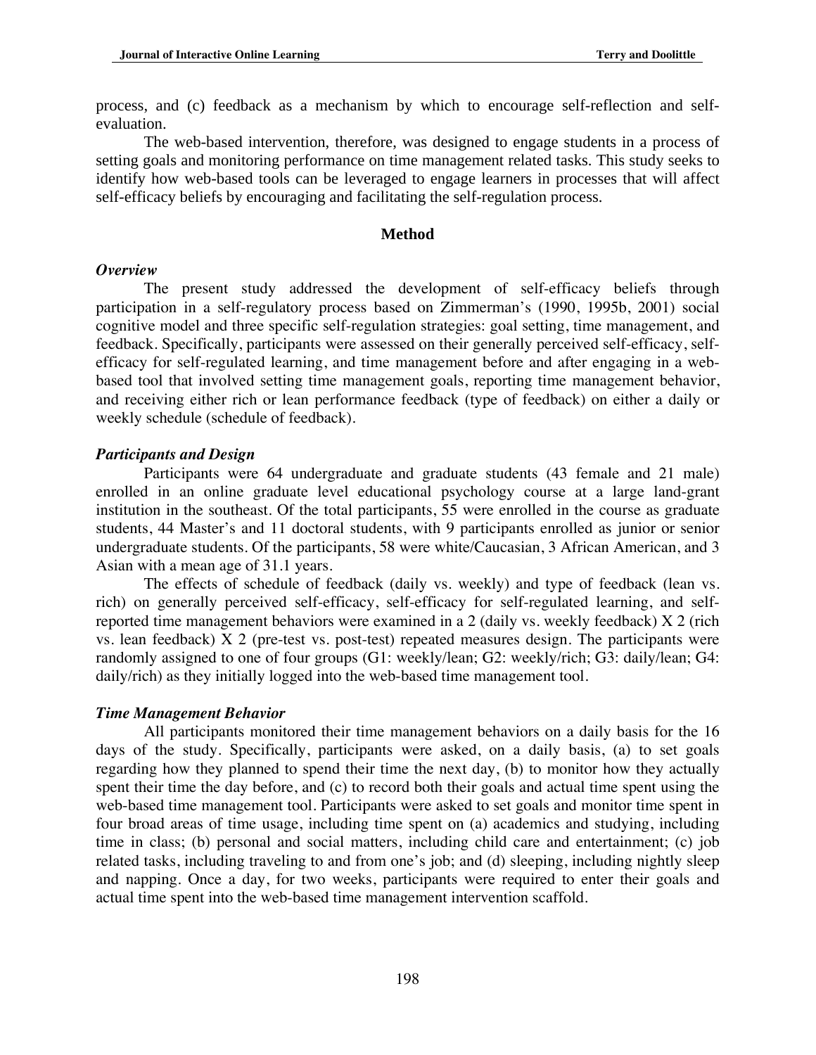process, and (c) feedback as a mechanism by which to encourage self-reflection and self-evaluation.

The web-based intervention, therefore, was designed to engage students in a process of setting goals and monitoring performance on time management related tasks. This study seeks to identify how web-based tools can be leveraged to engage learners in processes that will affect self-efficacy beliefs by encouraging and facilitating the self-regulation process.

## Method

### *Overview*

The present study addressed the development of self-efficacy beliefs through participation in a self-regulatory process based on Zimmerman's (1990, 1995b, 2001) social cognitive model and three specific self-regulation strategies: goal setting, time management, and feedback. Specifically, participants were assessed on their generally perceived self-efficacy, self-efficacy for self-regulated learning, and time management before and after engaging in a web-based tool that involved setting time management goals, reporting time management behavior, and receiving either rich or lean performance feedback (type of feedback) on either a daily or weekly schedule (schedule of feedback).

### *Participants and Design*

Participants were 64 undergraduate and graduate students (43 female and 21 male) enrolled in an online graduate level educational psychology course at a large land-grant institution in the southeast. Of the total participants, 55 were enrolled in the course as graduate students, 44 Master's and 11 doctoral students, with 9 participants enrolled as junior or senior undergraduate students. Of the participants, 58 were white/Caucasian, 3 African American, and 3 Asian with a mean age of 31.1 years.

The effects of schedule of feedback (daily vs. weekly) and type of feedback (lean vs. rich) on generally perceived self-efficacy, self-efficacy for self-regulated learning, and self-reported time management behaviors were examined in a 2 (daily vs. weekly feedback) X 2 (rich vs. lean feedback) X 2 (pre-test vs. post-test) repeated measures design. The participants were randomly assigned to one of four groups (G1: weekly/lean; G2: weekly/rich; G3: daily/lean; G4: daily/rich) as they initially logged into the web-based time management tool.

### *Time Management Behavior*

All participants monitored their time management behaviors on a daily basis for the 16 days of the study. Specifically, participants were asked, on a daily basis, (a) to set goals regarding how they planned to spend their time the next day, (b) to monitor how they actually spent their time the day before, and (c) to record both their goals and actual time spent using the web-based time management tool. Participants were asked to set goals and monitor time spent in four broad areas of time usage, including time spent on (a) academics and studying, including time in class; (b) personal and social matters, including child care and entertainment; (c) job related tasks, including traveling to and from one's job; and (d) sleeping, including nightly sleep and napping. Once a day, for two weeks, participants were required to enter their goals and actual time spent into the web-based time management intervention scaffold.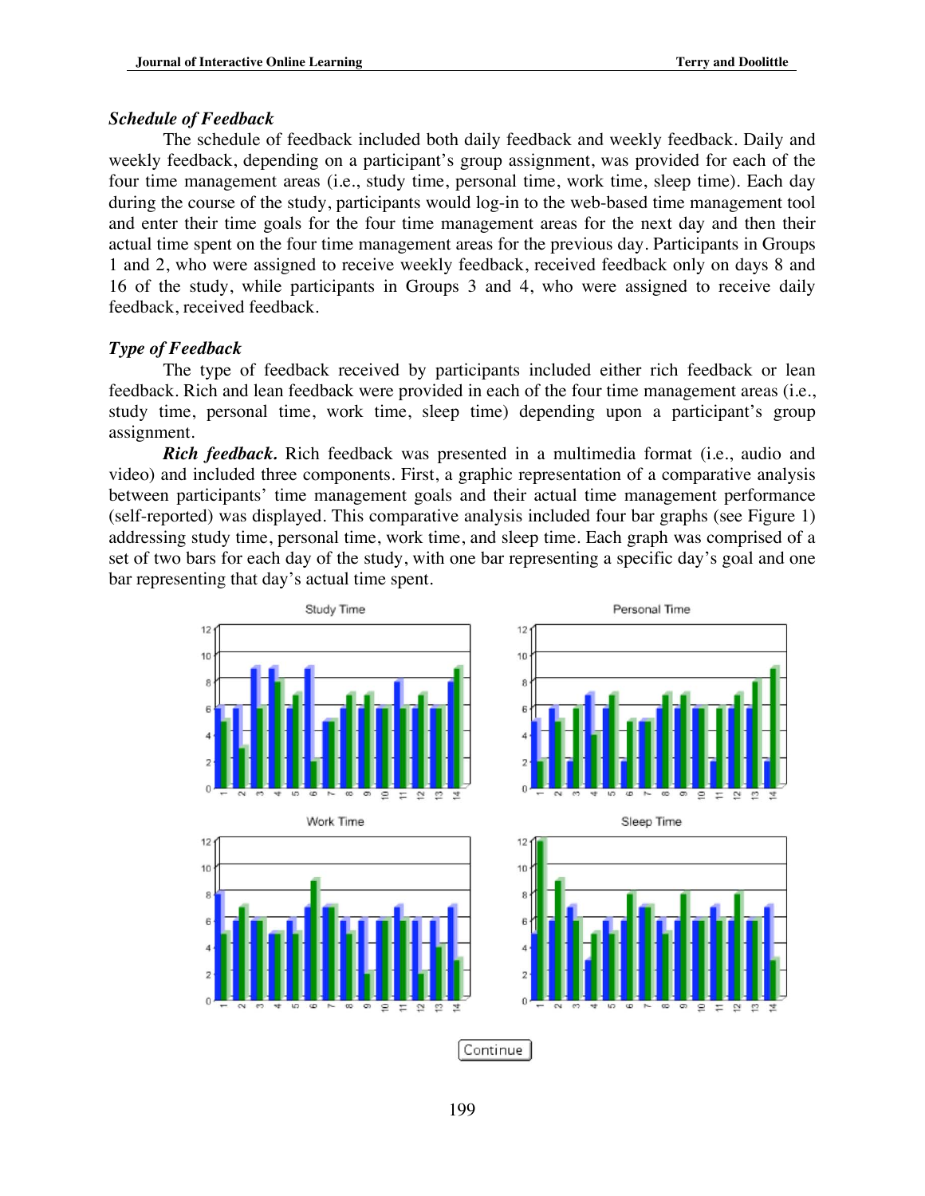### *Schedule of Feedback*

The schedule of feedback included both daily feedback and weekly feedback. Daily and weekly feedback, depending on a participant's group assignment, was provided for each of the four time management areas (i.e., study time, personal time, work time, sleep time). Each day during the course of the study, participants would log-in to the web-based time management tool and enter their time goals for the four time management areas for the next day and then their actual time spent on the four time management areas for the previous day. Participants in Groups 1 and 2, who were assigned to receive weekly feedback, received feedback only on days 8 and 16 of the study, while participants in Groups 3 and 4, who were assigned to receive daily feedback, received feedback.

### *Type of Feedback*

The type of feedback received by participants included either rich feedback or lean feedback. Rich and lean feedback were provided in each of the four time management areas (i.e., study time, personal time, work time, sleep time) depending upon a participant's group assignment.

***Rich feedback.*** Rich feedback was presented in a multimedia format (i.e., audio and video) and included three components. First, a graphic representation of a comparative analysis between participants' time management goals and their actual time management performance (self-reported) was displayed. This comparative analysis included four bar graphs (see Figure 1) addressing study time, personal time, work time, and sleep time. Each graph was comprised of a set of two bars for each day of the study, with one bar representing a specific day's goal and one bar representing that day's actual time spent.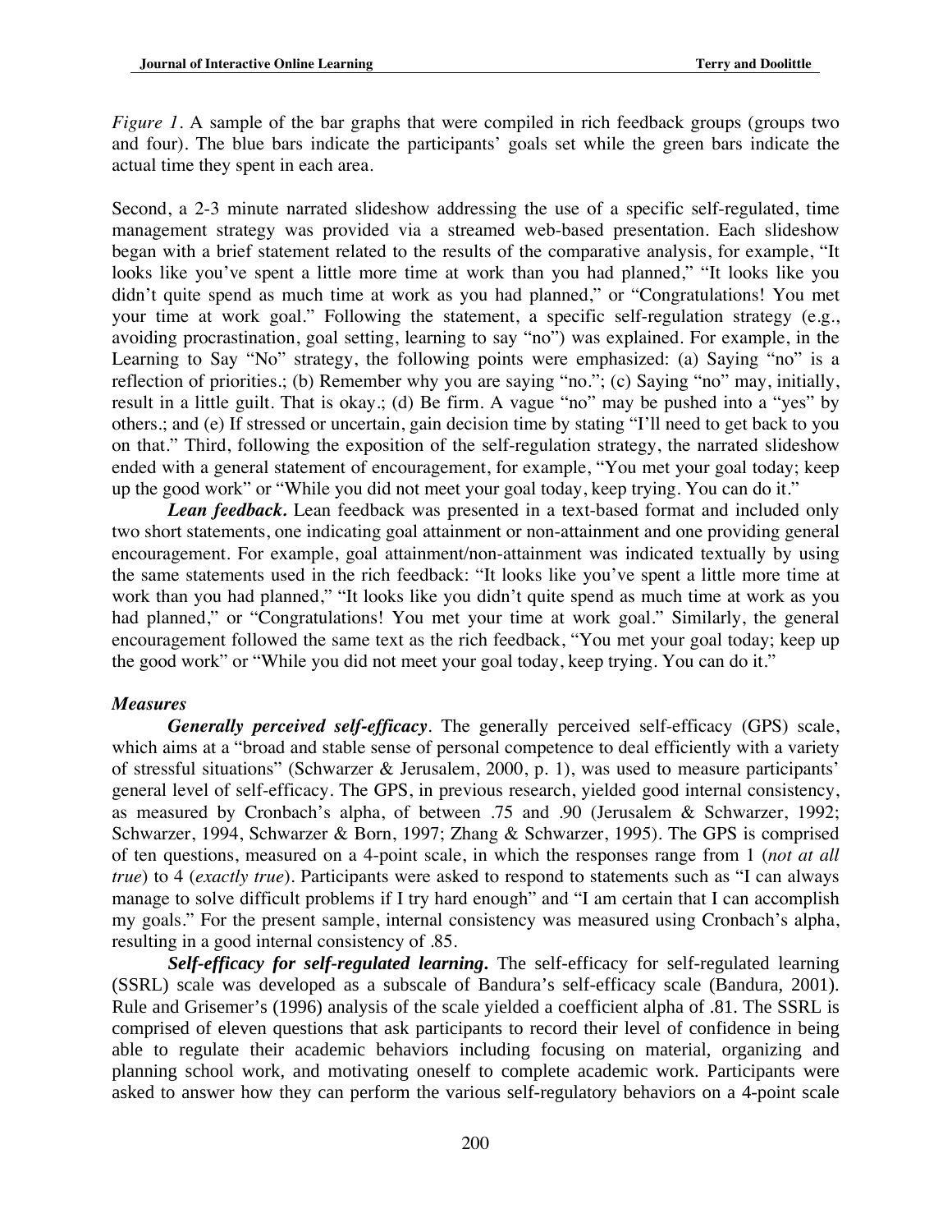*Figure 1*. A sample of the bar graphs that were compiled in rich feedback groups (groups two and four). The blue bars indicate the participants' goals set while the green bars indicate the actual time they spent in each area.

Second, a 2-3 minute narrated slideshow addressing the use of a specific self-regulated, time management strategy was provided via a streamed web-based presentation. Each slideshow began with a brief statement related to the results of the comparative analysis, for example, "It looks like you've spent a little more time at work than you had planned," "It looks like you didn't quite spend as much time at work as you had planned," or "Congratulations! You met your time at work goal." Following the statement, a specific self-regulation strategy (e.g., avoiding procrastination, goal setting, learning to say "no") was explained. For example, in the Learning to Say "No" strategy, the following points were emphasized: (a) Saying "no" is a reflection of priorities.; (b) Remember why you are saying "no."; (c) Saying "no" may, initially, result in a little guilt. That is okay.; (d) Be firm. A vague "no" may be pushed into a "yes" by others.; and (e) If stressed or uncertain, gain decision time by stating "I'll need to get back to you on that." Third, following the exposition of the self-regulation strategy, the narrated slideshow ended with a general statement of encouragement, for example, "You met your goal today; keep up the good work" or "While you did not meet your goal today, keep trying. You can do it."

***Lean feedback.*** Lean feedback was presented in a text-based format and included only two short statements, one indicating goal attainment or non-attainment and one providing general encouragement. For example, goal attainment/non-attainment was indicated textually by using the same statements used in the rich feedback: "It looks like you've spent a little more time at work than you had planned," "It looks like you didn't quite spend as much time at work as you had planned," or "Congratulations! You met your time at work goal." Similarly, the general encouragement followed the same text as the rich feedback, "You met your goal today; keep up the good work" or "While you did not meet your goal today, keep trying. You can do it."

### *Measures*

***Generally perceived self-efficacy***. The generally perceived self-efficacy (GPS) scale, which aims at a "broad and stable sense of personal competence to deal efficiently with a variety of stressful situations" (Schwarzer & Jerusalem, 2000, p. 1), was used to measure participants' general level of self-efficacy. The GPS, in previous research, yielded good internal consistency, as measured by Cronbach's alpha, of between .75 and .90 (Jerusalem & Schwarzer, 1992; Schwarzer, 1994, Schwarzer & Born, 1997; Zhang & Schwarzer, 1995). The GPS is comprised of ten questions, measured on a 4-point scale, in which the responses range from 1 (*not at all true*) to 4 (*exactly true*). Participants were asked to respond to statements such as "I can always manage to solve difficult problems if I try hard enough" and "I am certain that I can accomplish my goals." For the present sample, internal consistency was measured using Cronbach's alpha, resulting in a good internal consistency of .85.

***Self-efficacy for self-regulated learning.*** The self-efficacy for self-regulated learning (SSRL) scale was developed as a subscale of Bandura's self-efficacy scale (Bandura, 2001). Rule and Grisemer's (1996) analysis of the scale yielded a coefficient alpha of .81. The SSRL is comprised of eleven questions that ask participants to record their level of confidence in being able to regulate their academic behaviors including focusing on material, organizing and planning school work, and motivating oneself to complete academic work. Participants were asked to answer how they can perform the various self-regulatory behaviors on a 4-point scale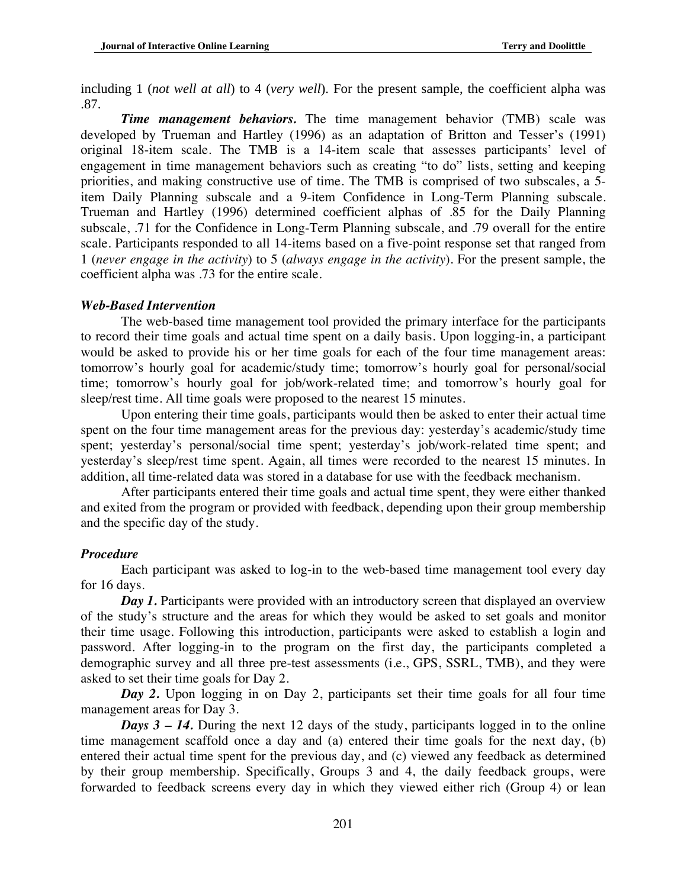including 1 (*not well at all*) to 4 (*very well*). For the present sample, the coefficient alpha was .87.

***Time management behaviors.*** The time management behavior (TMB) scale was developed by Trueman and Hartley (1996) as an adaptation of Britton and Tesser's (1991) original 18-item scale. The TMB is a 14-item scale that assesses participants' level of engagement in time management behaviors such as creating "to do" lists, setting and keeping priorities, and making constructive use of time. The TMB is comprised of two subscales, a 5-item Daily Planning subscale and a 9-item Confidence in Long-Term Planning subscale. Trueman and Hartley (1996) determined coefficient alphas of .85 for the Daily Planning subscale, .71 for the Confidence in Long-Term Planning subscale, and .79 overall for the entire scale. Participants responded to all 14-items based on a five-point response set that ranged from 1 (*never engage in the activity*) to 5 (*always engage in the activity*). For the present sample, the coefficient alpha was .73 for the entire scale.

### *Web-Based Intervention*

The web-based time management tool provided the primary interface for the participants to record their time goals and actual time spent on a daily basis. Upon logging-in, a participant would be asked to provide his or her time goals for each of the four time management areas: tomorrow's hourly goal for academic/study time; tomorrow's hourly goal for personal/social time; tomorrow's hourly goal for job/work-related time; and tomorrow's hourly goal for sleep/rest time. All time goals were proposed to the nearest 15 minutes.

Upon entering their time goals, participants would then be asked to enter their actual time spent on the four time management areas for the previous day: yesterday's academic/study time spent; yesterday's personal/social time spent; yesterday's job/work-related time spent; and yesterday's sleep/rest time spent. Again, all times were recorded to the nearest 15 minutes. In addition, all time-related data was stored in a database for use with the feedback mechanism.

After participants entered their time goals and actual time spent, they were either thanked and exited from the program or provided with feedback, depending upon their group membership and the specific day of the study.

### *Procedure*

Each participant was asked to log-in to the web-based time management tool every day for 16 days.

***Day 1.*** Participants were provided with an introductory screen that displayed an overview of the study's structure and the areas for which they would be asked to set goals and monitor their time usage. Following this introduction, participants were asked to establish a login and password. After logging-in to the program on the first day, the participants completed a demographic survey and all three pre-test assessments (i.e., GPS, SSRL, TMB), and they were asked to set their time goals for Day 2.

***Day 2.*** Upon logging in on Day 2, participants set their time goals for all four time management areas for Day 3.

***Days 3 – 14.*** During the next 12 days of the study, participants logged in to the online time management scaffold once a day and (a) entered their time goals for the next day, (b) entered their actual time spent for the previous day, and (c) viewed any feedback as determined by their group membership. Specifically, Groups 3 and 4, the daily feedback groups, were forwarded to feedback screens every day in which they viewed either rich (Group 4) or lean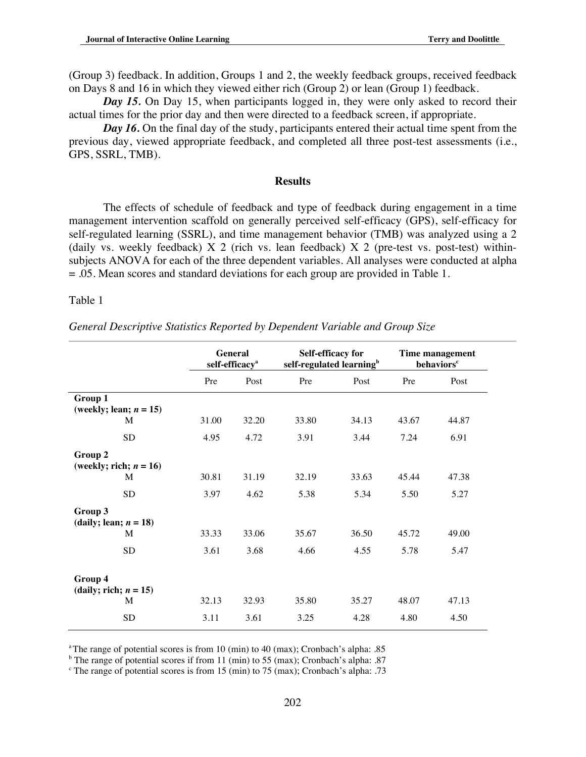(Group 3) feedback. In addition, Groups 1 and 2, the weekly feedback groups, received feedback on Days 8 and 16 in which they viewed either rich (Group 2) or lean (Group 1) feedback.

***Day 15.*** On Day 15, when participants logged in, they were only asked to record their actual times for the prior day and then were directed to a feedback screen, if appropriate.

***Day 16.*** On the final day of the study, participants entered their actual time spent from the previous day, viewed appropriate feedback, and completed all three post-test assessments (i.e., GPS, SSRL, TMB).

## Results

The effects of schedule of feedback and type of feedback during engagement in a time management intervention scaffold on generally perceived self-efficacy (GPS), self-efficacy for self-regulated learning (SSRL), and time management behavior (TMB) was analyzed using a 2 (daily vs. weekly feedback) X 2 (rich vs. lean feedback) X 2 (pre-test vs. post-test) within-subjects ANOVA for each of the three dependent variables. All analyses were conducted at alpha = .05. Mean scores and standard deviations for each group are provided in Table 1.

Table 1

*General Descriptive Statistics Reported by Dependent Variable and Group Size*

| | General self-efficacy[a] | | Self-efficacy for self-regulated learning[b] | | Time management behaviors[c] | |
|---|---|---|---|---|---|---|
| | Pre | Post | Pre | Post | Pre | Post |
| **Group 1 (weekly; lean; *n* = 15)** | | | | | | |
| M | 31.00 | 32.20 | 33.80 | 34.13 | 43.67 | 44.87 |
| SD | 4.95 | 4.72 | 3.91 | 3.44 | 7.24 | 6.91 |
| **Group 2 (weekly; rich; *n* = 16)** | | | | | | |
| M | 30.81 | 31.19 | 32.19 | 33.63 | 45.44 | 47.38 |
| SD | 3.97 | 4.62 | 5.38 | 5.34 | 5.50 | 5.27 |
| **Group 3 (daily; lean; *n* = 18)** | | | | | | |
| M | 33.33 | 33.06 | 35.67 | 36.50 | 45.72 | 49.00 |
| SD | 3.61 | 3.68 | 4.66 | 4.55 | 5.78 | 5.47 |
| **Group 4 (daily; rich; *n* = 15)** | | | | | | |
| M | 32.13 | 32.93 | 35.80 | 35.27 | 48.07 | 47.13 |
| SD | 3.11 | 3.61 | 3.25 | 4.28 | 4.80 | 4.50 |

[a] The range of potential scores is from 10 (min) to 40 (max); Cronbach's alpha: .85
[b] The range of potential scores if from 11 (min) to 55 (max); Cronbach's alpha: .87
[c] The range of potential scores is from 15 (min) to 75 (max); Cronbach's alpha: .73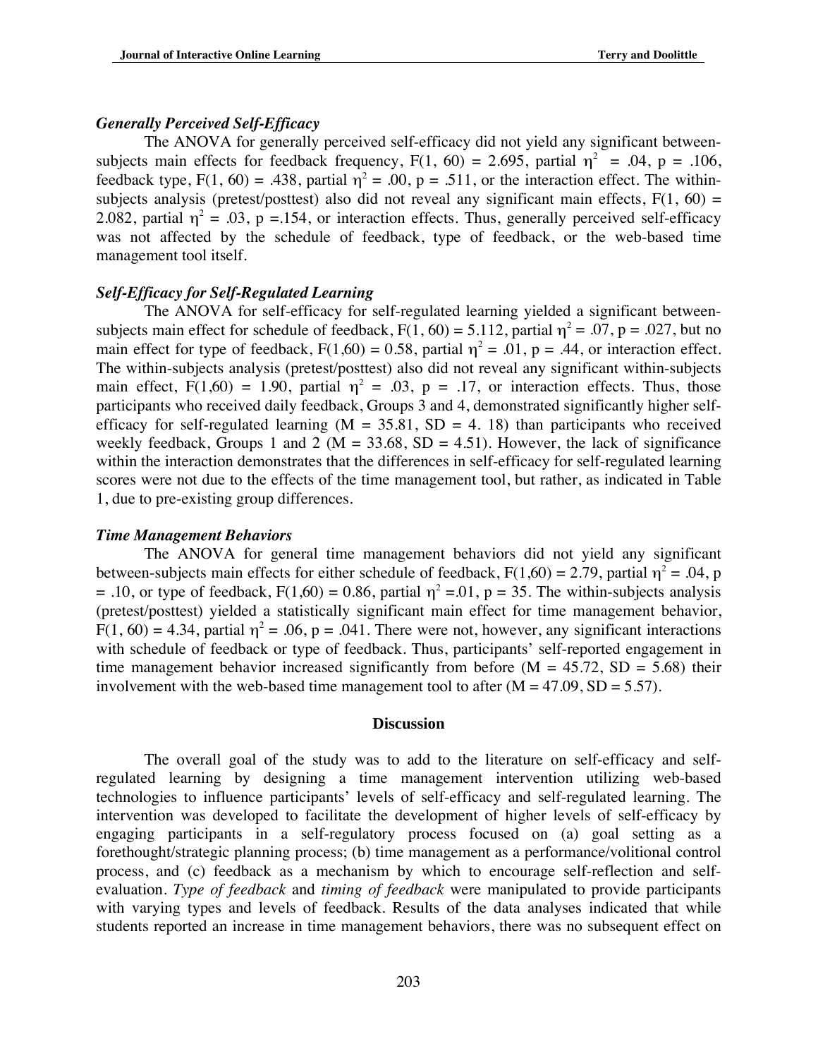### *Generally Perceived Self-Efficacy*

The ANOVA for generally perceived self-efficacy did not yield any significant between-subjects main effects for feedback frequency, $F(1, 60) = 2.695$, partial $\eta^2 = .04$, $p = .106$, feedback type, $F(1, 60) = .438$, partial $\eta^2 = .00$, $p = .511$, or the interaction effect. The within-subjects analysis (pretest/posttest) also did not reveal any significant main effects, $F(1, 60) = 2.082$, partial $\eta^2 = .03$, $p = .154$, or interaction effects. Thus, generally perceived self-efficacy was not affected by the schedule of feedback, type of feedback, or the web-based time management tool itself.

### *Self-Efficacy for Self-Regulated Learning*

The ANOVA for self-efficacy for self-regulated learning yielded a significant between-subjects main effect for schedule of feedback, $F(1, 60) = 5.112$, partial $\eta^2 = .07$, $p = .027$, but no main effect for type of feedback, $F(1,60) = 0.58$, partial $\eta^2 = .01$, $p = .44$, or interaction effect. The within-subjects analysis (pretest/posttest) also did not reveal any significant within-subjects main effect, $F(1,60) = 1.90$, partial $\eta^2 = .03$, $p = .17$, or interaction effects. Thus, those participants who received daily feedback, Groups 3 and 4, demonstrated significantly higher self-efficacy for self-regulated learning ($M = 35.81$, $SD = 4.18$) than participants who received weekly feedback, Groups 1 and 2 ($M = 33.68$, $SD = 4.51$). However, the lack of significance within the interaction demonstrates that the differences in self-efficacy for self-regulated learning scores were not due to the effects of the time management tool, but rather, as indicated in Table 1, due to pre-existing group differences.

### *Time Management Behaviors*

The ANOVA for general time management behaviors did not yield any significant between-subjects main effects for either schedule of feedback, $F(1,60) = 2.79$, partial $\eta^2 = .04$, $p = .10$, or type of feedback, $F(1,60) = 0.86$, partial $\eta^2 = .01$, $p = 35$. The within-subjects analysis (pretest/posttest) yielded a statistically significant main effect for time management behavior, $F(1, 60) = 4.34$, partial $\eta^2 = .06$, $p = .041$. There were not, however, any significant interactions with schedule of feedback or type of feedback. Thus, participants' self-reported engagement in time management behavior increased significantly from before ($M = 45.72$, $SD = 5.68$) their involvement with the web-based time management tool to after ($M = 47.09$, $SD = 5.57$).

## Discussion

The overall goal of the study was to add to the literature on self-efficacy and self-regulated learning by designing a time management intervention utilizing web-based technologies to influence participants' levels of self-efficacy and self-regulated learning. The intervention was developed to facilitate the development of higher levels of self-efficacy by engaging participants in a self-regulatory process focused on (a) goal setting as a forethought/strategic planning process; (b) time management as a performance/volitional control process, and (c) feedback as a mechanism by which to encourage self-reflection and self-evaluation. *Type of feedback* and *timing of feedback* were manipulated to provide participants with varying types and levels of feedback. Results of the data analyses indicated that while students reported an increase in time management behaviors, there was no subsequent effect on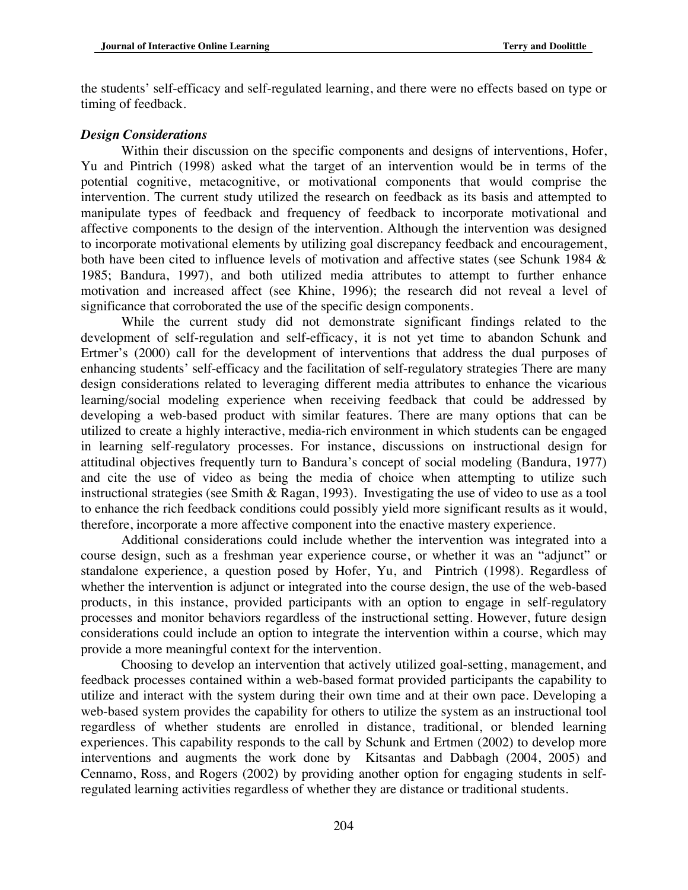the students' self-efficacy and self-regulated learning, and there were no effects based on type or timing of feedback.

### *Design Considerations*

Within their discussion on the specific components and designs of interventions, Hofer, Yu and Pintrich (1998) asked what the target of an intervention would be in terms of the potential cognitive, metacognitive, or motivational components that would comprise the intervention. The current study utilized the research on feedback as its basis and attempted to manipulate types of feedback and frequency of feedback to incorporate motivational and affective components to the design of the intervention. Although the intervention was designed to incorporate motivational elements by utilizing goal discrepancy feedback and encouragement, both have been cited to influence levels of motivation and affective states (see Schunk 1984 & 1985; Bandura, 1997), and both utilized media attributes to attempt to further enhance motivation and increased affect (see Khine, 1996); the research did not reveal a level of significance that corroborated the use of the specific design components.

While the current study did not demonstrate significant findings related to the development of self-regulation and self-efficacy, it is not yet time to abandon Schunk and Ertmer's (2000) call for the development of interventions that address the dual purposes of enhancing students' self-efficacy and the facilitation of self-regulatory strategies There are many design considerations related to leveraging different media attributes to enhance the vicarious learning/social modeling experience when receiving feedback that could be addressed by developing a web-based product with similar features. There are many options that can be utilized to create a highly interactive, media-rich environment in which students can be engaged in learning self-regulatory processes. For instance, discussions on instructional design for attitudinal objectives frequently turn to Bandura's concept of social modeling (Bandura, 1977) and cite the use of video as being the media of choice when attempting to utilize such instructional strategies (see Smith & Ragan, 1993). Investigating the use of video to use as a tool to enhance the rich feedback conditions could possibly yield more significant results as it would, therefore, incorporate a more affective component into the enactive mastery experience.

Additional considerations could include whether the intervention was integrated into a course design, such as a freshman year experience course, or whether it was an "adjunct" or standalone experience, a question posed by Hofer, Yu, and Pintrich (1998). Regardless of whether the intervention is adjunct or integrated into the course design, the use of the web-based products, in this instance, provided participants with an option to engage in self-regulatory processes and monitor behaviors regardless of the instructional setting. However, future design considerations could include an option to integrate the intervention within a course, which may provide a more meaningful context for the intervention.

Choosing to develop an intervention that actively utilized goal-setting, management, and feedback processes contained within a web-based format provided participants the capability to utilize and interact with the system during their own time and at their own pace. Developing a web-based system provides the capability for others to utilize the system as an instructional tool regardless of whether students are enrolled in distance, traditional, or blended learning experiences. This capability responds to the call by Schunk and Ertmen (2002) to develop more interventions and augments the work done by Kitsantas and Dabbagh (2004, 2005) and Cennamo, Ross, and Rogers (2002) by providing another option for engaging students in self-regulated learning activities regardless of whether they are distance or traditional students.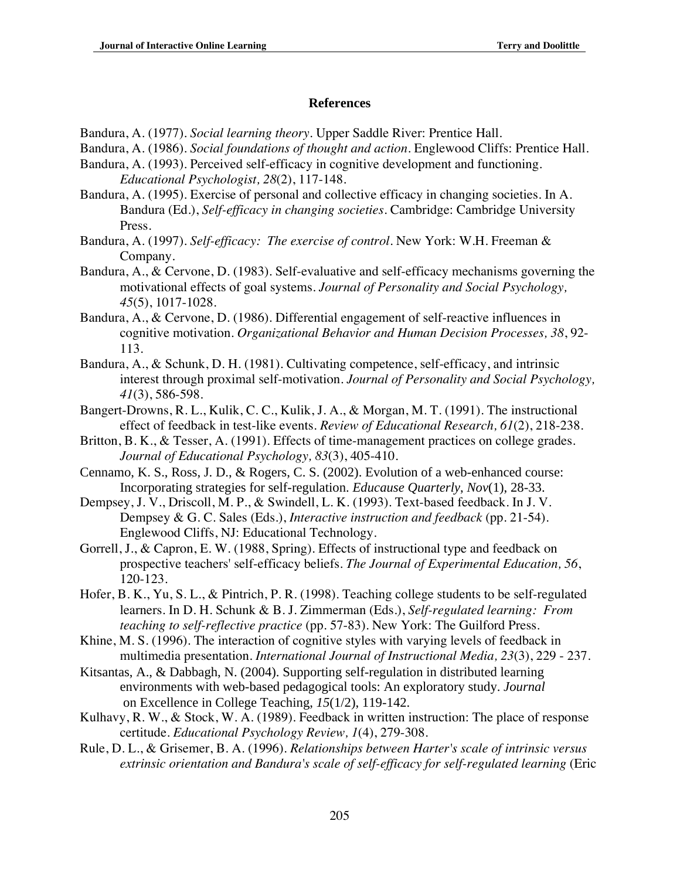## References

Bandura, A. (1977). *Social learning theory*. Upper Saddle River: Prentice Hall.

Bandura, A. (1986). *Social foundations of thought and action*. Englewood Cliffs: Prentice Hall.

Bandura, A. (1993). Perceived self-efficacy in cognitive development and functioning. *Educational Psychologist, 28*(2), 117-148.

Bandura, A. (1995). Exercise of personal and collective efficacy in changing societies. In A. Bandura (Ed.), *Self-efficacy in changing societies*. Cambridge: Cambridge University Press.

Bandura, A. (1997). *Self-efficacy: The exercise of control*. New York: W.H. Freeman & Company.

Bandura, A., & Cervone, D. (1983). Self-evaluative and self-efficacy mechanisms governing the motivational effects of goal systems. *Journal of Personality and Social Psychology, 45*(5), 1017-1028.

Bandura, A., & Cervone, D. (1986). Differential engagement of self-reactive influences in cognitive motivation. *Organizational Behavior and Human Decision Processes, 38*, 92-113.

Bandura, A., & Schunk, D. H. (1981). Cultivating competence, self-efficacy, and intrinsic interest through proximal self-motivation. *Journal of Personality and Social Psychology, 41*(3), 586-598.

Bangert-Drowns, R. L., Kulik, C. C., Kulik, J. A., & Morgan, M. T. (1991). The instructional effect of feedback in test-like events. *Review of Educational Research, 61*(2), 218-238.

Britton, B. K., & Tesser, A. (1991). Effects of time-management practices on college grades. *Journal of Educational Psychology, 83*(3), 405-410.

Cennamo, K. S., Ross, J. D., & Rogers, C. S. (2002). Evolution of a web-enhanced course: Incorporating strategies for self-regulation. *Educause Quarterly, Nov*(1), 28-33.

Dempsey, J. V., Driscoll, M. P., & Swindell, L. K. (1993). Text-based feedback. In J. V. Dempsey & G. C. Sales (Eds.), *Interactive instruction and feedback* (pp. 21-54). Englewood Cliffs, NJ: Educational Technology.

Gorrell, J., & Capron, E. W. (1988, Spring). Effects of instructional type and feedback on prospective teachers' self-efficacy beliefs. *The Journal of Experimental Education, 56*, 120-123.

Hofer, B. K., Yu, S. L., & Pintrich, P. R. (1998). Teaching college students to be self-regulated learners. In D. H. Schunk & B. J. Zimmerman (Eds.), *Self-regulated learning: From teaching to self-reflective practice* (pp. 57-83). New York: The Guilford Press.

Khine, M. S. (1996). The interaction of cognitive styles with varying levels of feedback in multimedia presentation. *International Journal of Instructional Media, 23*(3), 229 - 237.

Kitsantas, A., & Dabbagh, N. (2004). Supporting self-regulation in distributed learning environments with web-based pedagogical tools: An exploratory study. *Journal* on Excellence in College Teaching, *15*(1/2), 119-142.

Kulhavy, R. W., & Stock, W. A. (1989). Feedback in written instruction: The place of response certitude. *Educational Psychology Review, 1*(4), 279-308.

Rule, D. L., & Grisemer, B. A. (1996). *Relationships between Harter's scale of intrinsic versus extrinsic orientation and Bandura's scale of self-efficacy for self-regulated learning* (Eric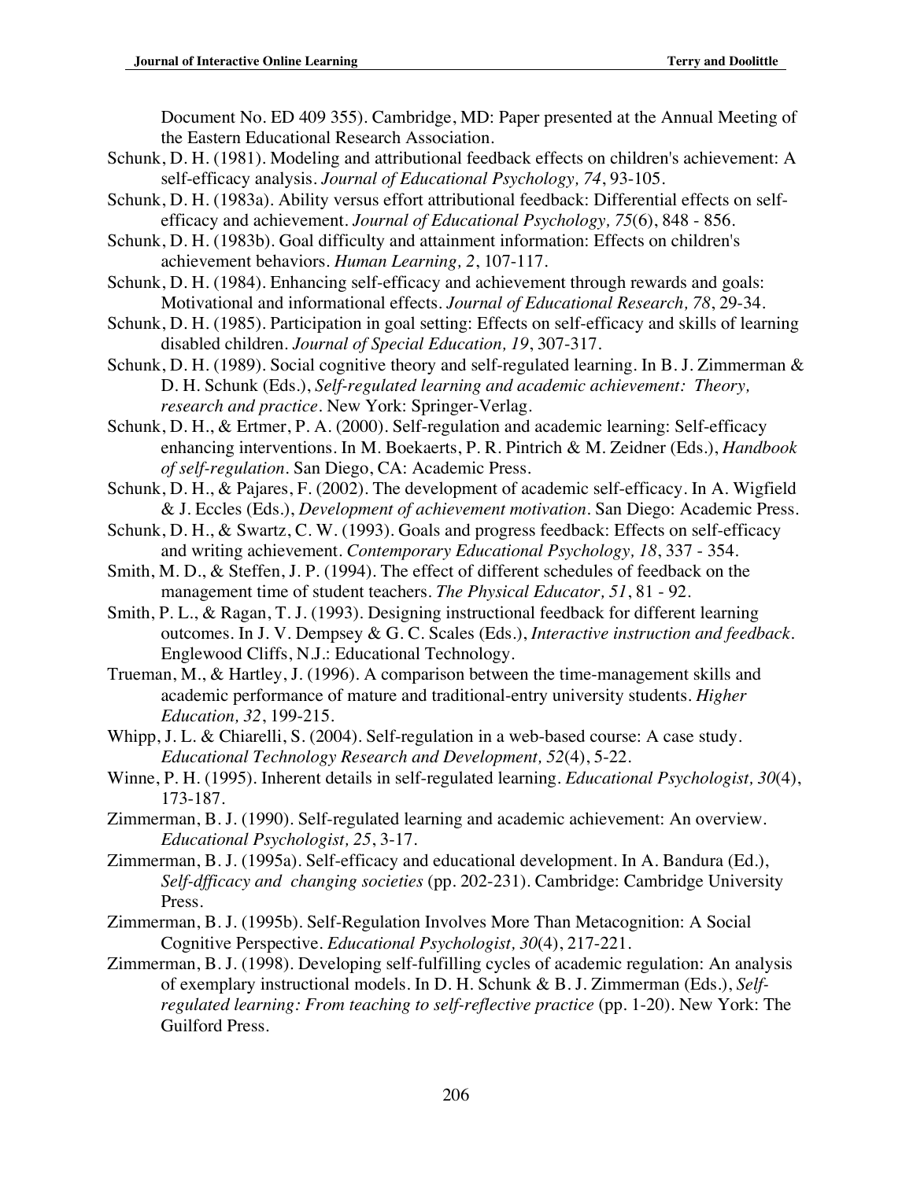Document No. ED 409 355). Cambridge, MD: Paper presented at the Annual Meeting of the Eastern Educational Research Association.

Schunk, D. H. (1981). Modeling and attributional feedback effects on children's achievement: A self-efficacy analysis. *Journal of Educational Psychology, 74*, 93-105.

Schunk, D. H. (1983a). Ability versus effort attributional feedback: Differential effects on self-efficacy and achievement. *Journal of Educational Psychology, 75*(6), 848 - 856.

Schunk, D. H. (1983b). Goal difficulty and attainment information: Effects on children's achievement behaviors. *Human Learning, 2*, 107-117.

Schunk, D. H. (1984). Enhancing self-efficacy and achievement through rewards and goals: Motivational and informational effects. *Journal of Educational Research, 78*, 29-34.

Schunk, D. H. (1985). Participation in goal setting: Effects on self-efficacy and skills of learning disabled children. *Journal of Special Education, 19*, 307-317.

Schunk, D. H. (1989). Social cognitive theory and self-regulated learning. In B. J. Zimmerman & D. H. Schunk (Eds.), *Self-regulated learning and academic achievement: Theory, research and practice*. New York: Springer-Verlag.

Schunk, D. H., & Ertmer, P. A. (2000). Self-regulation and academic learning: Self-efficacy enhancing interventions. In M. Boekaerts, P. R. Pintrich & M. Zeidner (Eds.), *Handbook of self-regulation*. San Diego, CA: Academic Press.

Schunk, D. H., & Pajares, F. (2002). The development of academic self-efficacy. In A. Wigfield & J. Eccles (Eds.), *Development of achievement motivation*. San Diego: Academic Press.

Schunk, D. H., & Swartz, C. W. (1993). Goals and progress feedback: Effects on self-efficacy and writing achievement. *Contemporary Educational Psychology, 18*, 337 - 354.

Smith, M. D., & Steffen, J. P. (1994). The effect of different schedules of feedback on the management time of student teachers. *The Physical Educator, 51*, 81 - 92.

Smith, P. L., & Ragan, T. J. (1993). Designing instructional feedback for different learning outcomes. In J. V. Dempsey & G. C. Scales (Eds.), *Interactive instruction and feedback*. Englewood Cliffs, N.J.: Educational Technology.

Trueman, M., & Hartley, J. (1996). A comparison between the time-management skills and academic performance of mature and traditional-entry university students. *Higher Education, 32*, 199-215.

Whipp, J. L. & Chiarelli, S. (2004). Self-regulation in a web-based course: A case study. *Educational Technology Research and Development, 52*(4), 5-22.

Winne, P. H. (1995). Inherent details in self-regulated learning. *Educational Psychologist, 30*(4), 173-187.

Zimmerman, B. J. (1990). Self-regulated learning and academic achievement: An overview. *Educational Psychologist, 25*, 3-17.

Zimmerman, B. J. (1995a). Self-efficacy and educational development. In A. Bandura (Ed.), *Self-dfficacy and changing societies* (pp. 202-231). Cambridge: Cambridge University Press.

Zimmerman, B. J. (1995b). Self-Regulation Involves More Than Metacognition: A Social Cognitive Perspective. *Educational Psychologist, 30*(4), 217-221.

Zimmerman, B. J. (1998). Developing self-fulfilling cycles of academic regulation: An analysis of exemplary instructional models. In D. H. Schunk & B. J. Zimmerman (Eds.), *Self-regulated learning: From teaching to self-reflective practice* (pp. 1-20). New York: The Guilford Press.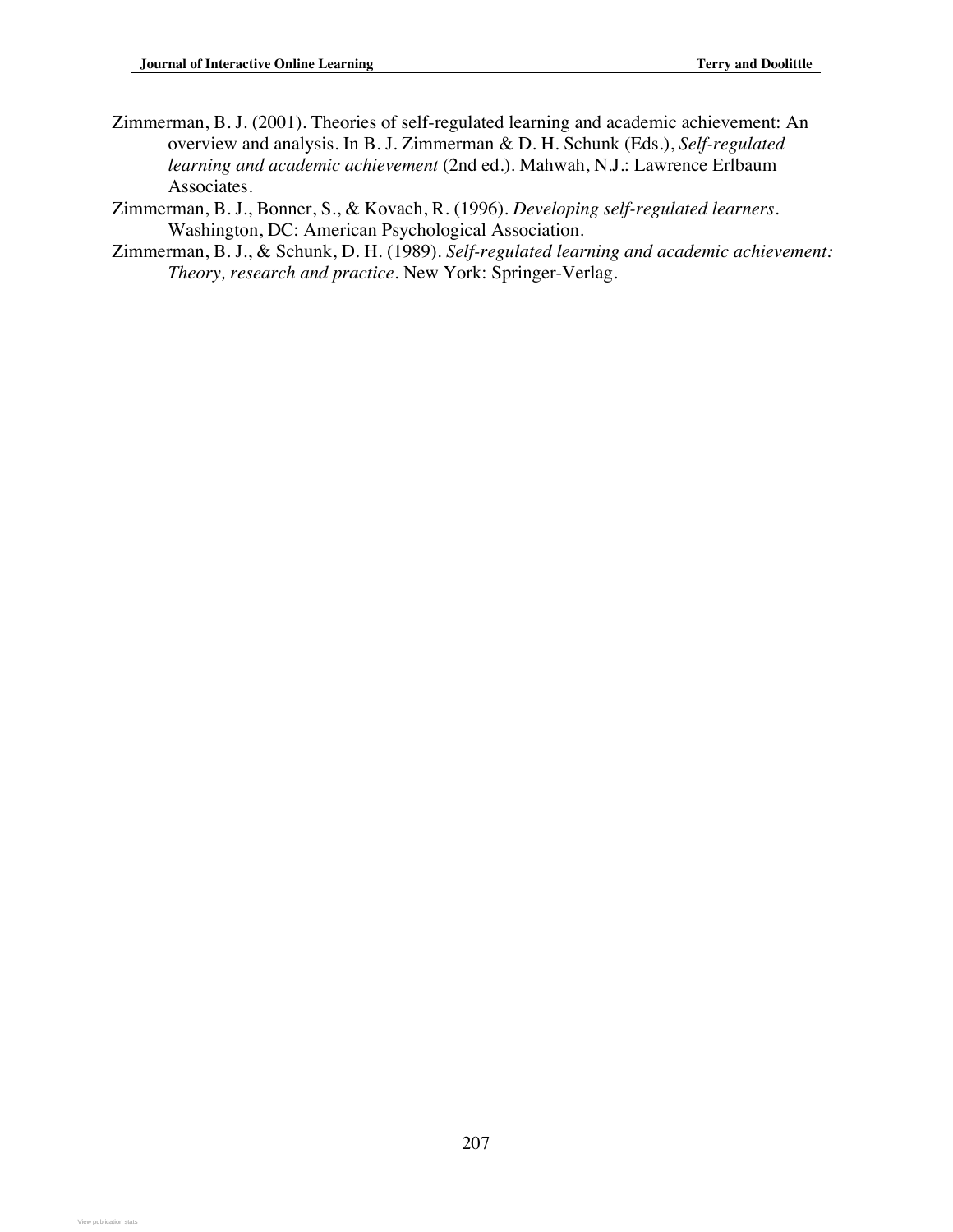Zimmerman, B. J. (2001). Theories of self-regulated learning and academic achievement: An overview and analysis. In B. J. Zimmerman & D. H. Schunk (Eds.), *Self-regulated learning and academic achievement* (2nd ed.). Mahwah, N.J.: Lawrence Erlbaum Associates.

Zimmerman, B. J., Bonner, S., & Kovach, R. (1996). *Developing self-regulated learners*. Washington, DC: American Psychological Association.

Zimmerman, B. J., & Schunk, D. H. (1989). *Self-regulated learning and academic achievement: Theory, research and practice*. New York: Springer-Verlag.